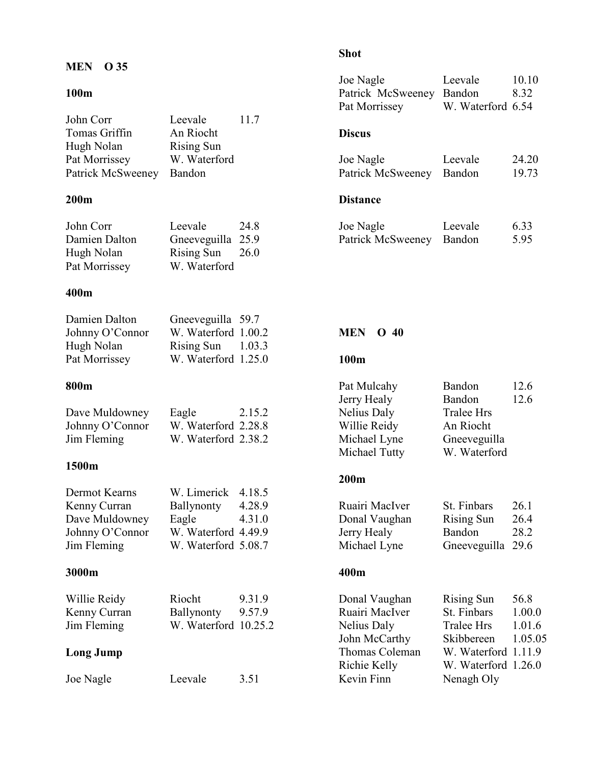## MEN O 35

### 100m

| | | |
|---|---|---|
| John Corr | Leevale | 11.7 |
| Tomas Griffin | An Riocht | |
| Hugh Nolan | Rising Sun | |
| Pat Morrissey | W. Waterford | |
| Patrick McSweeney | Bandon | |

### 200m

| | | |
|---|---|---|
| John Corr | Leevale | 24.8 |
| Damien Dalton | Gneeveguilla | 25.9 |
| Hugh Nolan | Rising Sun | 26.0 |
| Pat Morrissey | W. Waterford | |

### 400m

| | | |
|---|---|---|
| Damien Dalton | Gneeveguilla | 59.7 |
| Johnny O'Connor | W. Waterford | 1.00.2 |
| Hugh Nolan | Rising Sun | 1.03.3 |
| Pat Morrissey | W. Waterford | 1.25.0 |

### 800m

| | | |
|---|---|---|
| Dave Muldowney | Eagle | 2.15.2 |
| Johnny O'Connor | W. Waterford | 2.28.8 |
| Jim Fleming | W. Waterford | 2.38.2 |

### 1500m

| | | |
|---|---|---|
| Dermot Kearns | W. Limerick | 4.18.5 |
| Kenny Curran | Ballynonty | 4.28.9 |
| Dave Muldowney | Eagle | 4.31.0 |
| Johnny O'Connor | W. Waterford | 4.49.9 |
| Jim Fleming | W. Waterford | 5.08.7 |

### 3000m

| | | |
|---|---|---|
| Willie Reidy | Riocht | 9.31.9 |
| Kenny Curran | Ballynonty | 9.57.9 |
| Jim Fleming | W. Waterford | 10.25.2 |

### Long Jump

| | | |
|---|---|---|
| Joe Nagle | Leevale | 3.51 |

### Shot

| | | |
|---|---|---|
| Joe Nagle | Leevale | 10.10 |
| Patrick McSweeney | Bandon | 8.32 |
| Pat Morrissey | W. Waterford | 6.54 |

### Discus

| | | |
|---|---|---|
| Joe Nagle | Leevale | 24.20 |
| Patrick McSweeney | Bandon | 19.73 |

### Distance

| | | |
|---|---|---|
| Joe Nagle | Leevale | 6.33 |
| Patrick McSweeney | Bandon | 5.95 |

## MEN O 40

### 100m

| | | |
|---|---|---|
| Pat Mulcahy | Bandon | 12.6 |
| Jerry Healy | Bandon | 12.6 |
| Nelius Daly | Tralee Hrs | |
| Willie Reidy | An Riocht | |
| Michael Lyne | Gneeveguilla | |
| Michael Tutty | W. Waterford | |

### 200m

| | | |
|---|---|---|
| Ruairi MacIver | St. Finbars | 26.1 |
| Donal Vaughan | Rising Sun | 26.4 |
| Jerry Healy | Bandon | 28.2 |
| Michael Lyne | Gneeveguilla | 29.6 |

### 400m

| | | |
|---|---|---|
| Donal Vaughan | Rising Sun | 56.8 |
| Ruairi MacIver | St. Finbars | 1.00.0 |
| Nelius Daly | Tralee Hrs | 1.01.6 |
| John McCarthy | Skibbereen | 1.05.05 |
| Thomas Coleman | W. Waterford | 1.11.9 |
| Richie Kelly | W. Waterford | 1.26.0 |
| Kevin Finn | Nenagh Oly | |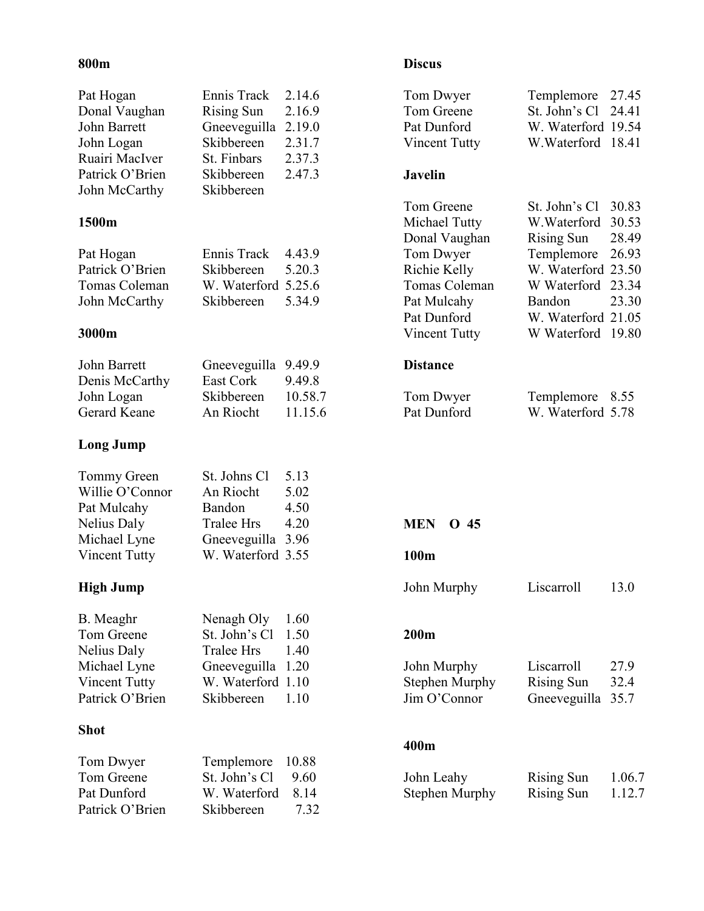**800m**

| | | |
|---|---|---|
| Pat Hogan | Ennis Track | 2.14.6 |
| Donal Vaughan | Rising Sun | 2.16.9 |
| John Barrett | Gneeveguilla | 2.19.0 |
| John Logan | Skibbereen | 2.31.7 |
| Ruairi MacIver | St. Finbars | 2.37.3 |
| Patrick O'Brien | Skibbereen | 2.47.3 |
| John McCarthy | Skibbereen | |

**1500m**

| | | |
|---|---|---|
| Pat Hogan | Ennis Track | 4.43.9 |
| Patrick O'Brien | Skibbereen | 5.20.3 |
| Tomas Coleman | W. Waterford | 5.25.6 |
| John McCarthy | Skibbereen | 5.34.9 |

**3000m**

| | | |
|---|---|---|
| John Barrett | Gneeveguilla | 9.49.9 |
| Denis McCarthy | East Cork | 9.49.8 |
| John Logan | Skibbereen | 10.58.7 |
| Gerard Keane | An Riocht | 11.15.6 |

**Long Jump**

| | | |
|---|---|---|
| Tommy Green | St. Johns Cl | 5.13 |
| Willie O'Connor | An Riocht | 5.02 |
| Pat Mulcahy | Bandon | 4.50 |
| Nelius Daly | Tralee Hrs | 4.20 |
| Michael Lyne | Gneeveguilla | 3.96 |
| Vincent Tutty | W. Waterford | 3.55 |

**High Jump**

| | | |
|---|---|---|
| B. Meaghr | Nenagh Oly | 1.60 |
| Tom Greene | St. John's Cl | 1.50 |
| Nelius Daly | Tralee Hrs | 1.40 |
| Michael Lyne | Gneeveguilla | 1.20 |
| Vincent Tutty | W. Waterford | 1.10 |
| Patrick O'Brien | Skibbereen | 1.10 |

**Shot**

| | | |
|---|---|---|
| Tom Dwyer | Templemore | 10.88 |
| Tom Greene | St. John's Cl | 9.60 |
| Pat Dunford | W. Waterford | 8.14 |
| Patrick O'Brien | Skibbereen | 7.32 |

**Discus**

| | | |
|---|---|---|
| Tom Dwyer | Templemore | 27.45 |
| Tom Greene | St. John's Cl | 24.41 |
| Pat Dunford | W. Waterford | 19.54 |
| Vincent Tutty | W.Waterford | 18.41 |

**Javelin**

| | | |
|---|---|---|
| Tom Greene | St. John's Cl | 30.83 |
| Michael Tutty | W.Waterford | 30.53 |
| Donal Vaughan | Rising Sun | 28.49 |
| Tom Dwyer | Templemore | 26.93 |
| Richie Kelly | W. Waterford | 23.50 |
| Tomas Coleman | W Waterford | 23.34 |
| Pat Mulcahy | Bandon | 23.30 |
| Pat Dunford | W. Waterford | 21.05 |
| Vincent Tutty | W Waterford | 19.80 |

**Distance**

| | | |
|---|---|---|
| Tom Dwyer | Templemore | 8.55 |
| Pat Dunford | W. Waterford | 5.78 |

## MEN O 45

**100m**

| | | |
|---|---|---|
| John Murphy | Liscarroll | 13.0 |

**200m**

| | | |
|---|---|---|
| John Murphy | Liscarroll | 27.9 |
| Stephen Murphy | Rising Sun | 32.4 |
| Jim O'Connor | Gneeveguilla | 35.7 |

**400m**

| | | |
|---|---|---|
| John Leahy | Rising Sun | 1.06.7 |
| Stephen Murphy | Rising Sun | 1.12.7 |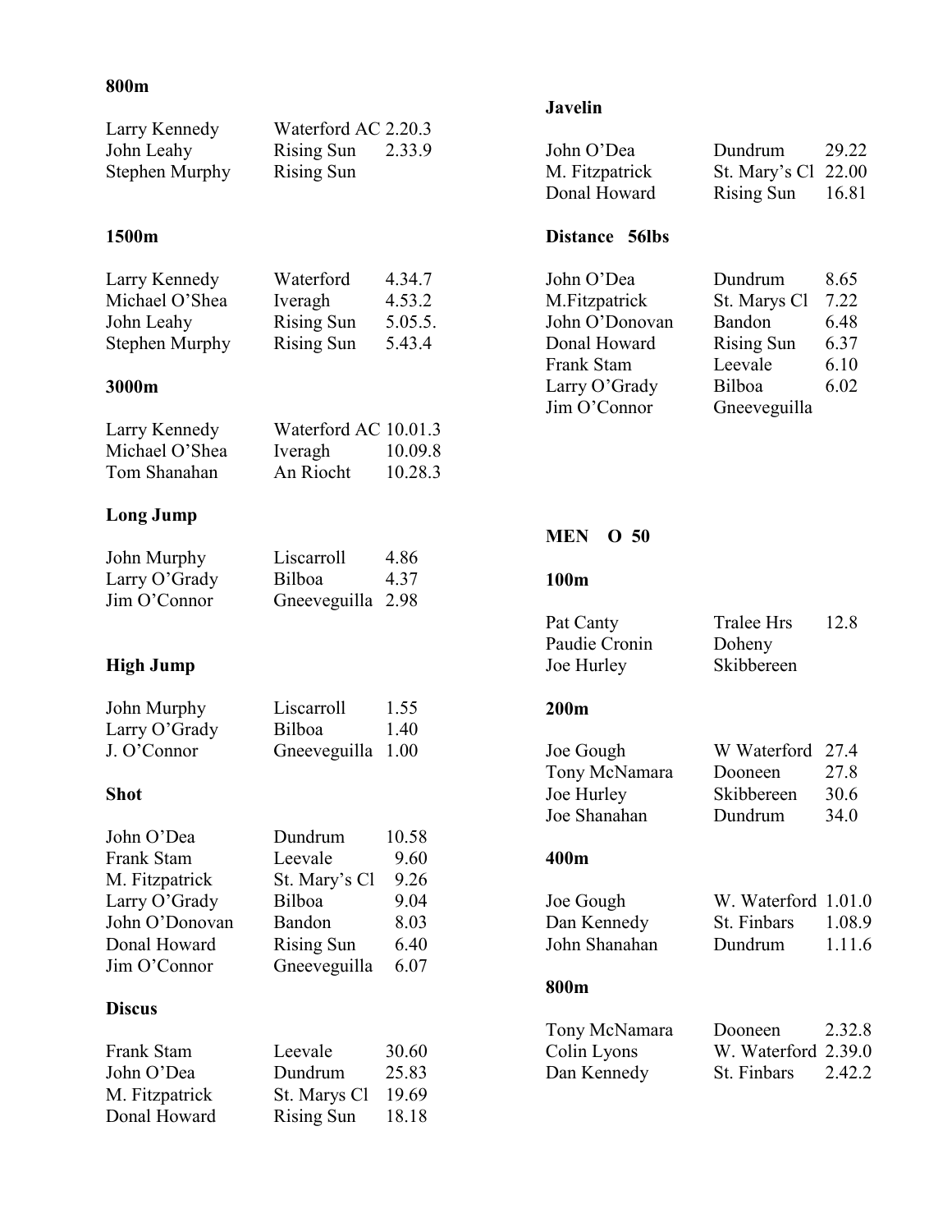**800m**

| | | |
|---|---|---|
| Larry Kennedy | Waterford AC | 2.20.3 |
| John Leahy | Rising Sun | 2.33.9 |
| Stephen Murphy | Rising Sun | |

**1500m**

| | | |
|---|---|---|
| Larry Kennedy | Waterford | 4.34.7 |
| Michael O'Shea | Iveragh | 4.53.2 |
| John Leahy | Rising Sun | 5.05.5. |
| Stephen Murphy | Rising Sun | 5.43.4 |

**3000m**

| | | |
|---|---|---|
| Larry Kennedy | Waterford AC | 10.01.3 |
| Michael O'Shea | Iveragh | 10.09.8 |
| Tom Shanahan | An Riocht | 10.28.3 |

**Long Jump**

| | | |
|---|---|---|
| John Murphy | Liscarroll | 4.86 |
| Larry O'Grady | Bilboa | 4.37 |
| Jim O'Connor | Gneeveguilla | 2.98 |

**High Jump**

| | | |
|---|---|---|
| John Murphy | Liscarroll | 1.55 |
| Larry O'Grady | Bilboa | 1.40 |
| J. O'Connor | Gneeveguilla | 1.00 |

**Shot**

| | | |
|---|---|---|
| John O'Dea | Dundrum | 10.58 |
| Frank Stam | Leevale | 9.60 |
| M. Fitzpatrick | St. Mary's Cl | 9.26 |
| Larry O'Grady | Bilboa | 9.04 |
| John O'Donovan | Bandon | 8.03 |
| Donal Howard | Rising Sun | 6.40 |
| Jim O'Connor | Gneeveguilla | 6.07 |

**Discus**

| | | |
|---|---|---|
| Frank Stam | Leevale | 30.60 |
| John O'Dea | Dundrum | 25.83 |
| M. Fitzpatrick | St. Marys Cl | 19.69 |
| Donal Howard | Rising Sun | 18.18 |

**Javelin**

| | | |
|---|---|---|
| John O'Dea | Dundrum | 29.22 |
| M. Fitzpatrick | St. Mary's Cl | 22.00 |
| Donal Howard | Rising Sun | 16.81 |

**Distance 56lbs**

| | | |
|---|---|---|
| John O'Dea | Dundrum | 8.65 |
| M.Fitzpatrick | St. Marys Cl | 7.22 |
| John O'Donovan | Bandon | 6.48 |
| Donal Howard | Rising Sun | 6.37 |
| Frank Stam | Leevale | 6.10 |
| Larry O'Grady | Bilboa | 6.02 |
| Jim O'Connor | Gneeveguilla | |

**MEN O 50**

**100m**

| | | |
|---|---|---|
| Pat Canty | Tralee Hrs | 12.8 |
| Paudie Cronin | Doheny | |
| Joe Hurley | Skibbereen | |

**200m**

| | | |
|---|---|---|
| Joe Gough | W Waterford | 27.4 |
| Tony McNamara | Dooneen | 27.8 |
| Joe Hurley | Skibbereen | 30.6 |
| Joe Shanahan | Dundrum | 34.0 |

**400m**

| | | |
|---|---|---|
| Joe Gough | W. Waterford | 1.01.0 |
| Dan Kennedy | St. Finbars | 1.08.9 |
| John Shanahan | Dundrum | 1.11.6 |

**800m**

| | | |
|---|---|---|
| Tony McNamara | Dooneen | 2.32.8 |
| Colin Lyons | W. Waterford | 2.39.0 |
| Dan Kennedy | St. Finbars | 2.42.2 |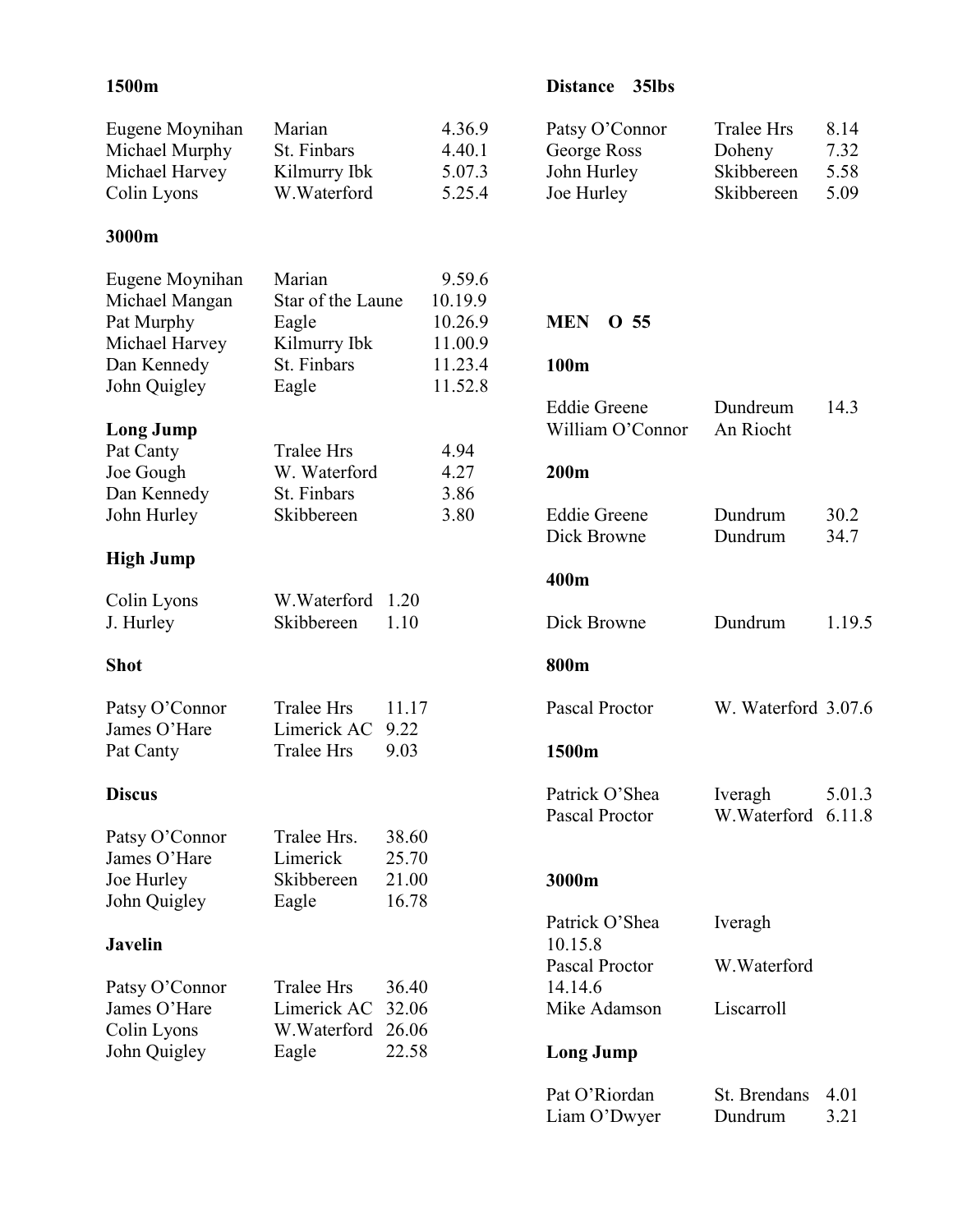**1500m**

| | | |
|---|---|---|
| Eugene Moynihan | Marian | 4.36.9 |
| Michael Murphy | St. Finbars | 4.40.1 |
| Michael Harvey | Kilmurry Ibk | 5.07.3 |
| Colin Lyons | W.Waterford | 5.25.4 |

**3000m**

| | | |
|---|---|---|
| Eugene Moynihan | Marian | 9.59.6 |
| Michael Mangan | Star of the Laune | 10.19.9 |
| Pat Murphy | Eagle | 10.26.9 |
| Michael Harvey | Kilmurry Ibk | 11.00.9 |
| Dan Kennedy | St. Finbars | 11.23.4 |
| John Quigley | Eagle | 11.52.8 |

**Long Jump**

| | | |
|---|---|---|
| Pat Canty | Tralee Hrs | 4.94 |
| Joe Gough | W. Waterford | 4.27 |
| Dan Kennedy | St. Finbars | 3.86 |
| John Hurley | Skibbereen | 3.80 |

**High Jump**

| | | |
|---|---|---|
| Colin Lyons | W.Waterford | 1.20 |
| J. Hurley | Skibbereen | 1.10 |

**Shot**

| | | |
|---|---|---|
| Patsy O'Connor | Tralee Hrs | 11.17 |
| James O'Hare | Limerick AC | 9.22 |
| Pat Canty | Tralee Hrs | 9.03 |

**Discus**

| | | |
|---|---|---|
| Patsy O'Connor | Tralee Hrs. | 38.60 |
| James O'Hare | Limerick | 25.70 |
| Joe Hurley | Skibbereen | 21.00 |
| John Quigley | Eagle | 16.78 |

**Javelin**

| | | |
|---|---|---|
| Patsy O'Connor | Tralee Hrs | 36.40 |
| James O'Hare | Limerick AC | 32.06 |
| Colin Lyons | W.Waterford | 26.06 |
| John Quigley | Eagle | 22.58 |

**Distance 35lbs**

| | | |
|---|---|---|
| Patsy O'Connor | Tralee Hrs | 8.14 |
| George Ross | Doheny | 7.32 |
| John Hurley | Skibbereen | 5.58 |
| Joe Hurley | Skibbereen | 5.09 |

## MEN O 55

**100m**

| | | |
|---|---|---|
| Eddie Greene | Dundreum | 14.3 |
| William O'Connor | An Riocht | |

**200m**

| | | |
|---|---|---|
| Eddie Greene | Dundrum | 30.2 |
| Dick Browne | Dundrum | 34.7 |

**400m**

| | | |
|---|---|---|
| Dick Browne | Dundrum | 1.19.5 |

**800m**

| | | |
|---|---|---|
| Pascal Proctor | W. Waterford | 3.07.6 |

**1500m**

| | | |
|---|---|---|
| Patrick O'Shea | Iveragh | 5.01.3 |
| Pascal Proctor | W.Waterford | 6.11.8 |

**3000m**

| | | |
|---|---|---|
| Patrick O'Shea | Iveragh | 10.15.8 |
| Pascal Proctor | W.Waterford | 14.14.6 |
| Mike Adamson | Liscarroll | |

**Long Jump**

| | | |
|---|---|---|
| Pat O'Riordan | St. Brendans | 4.01 |
| Liam O'Dwyer | Dundrum | 3.21 |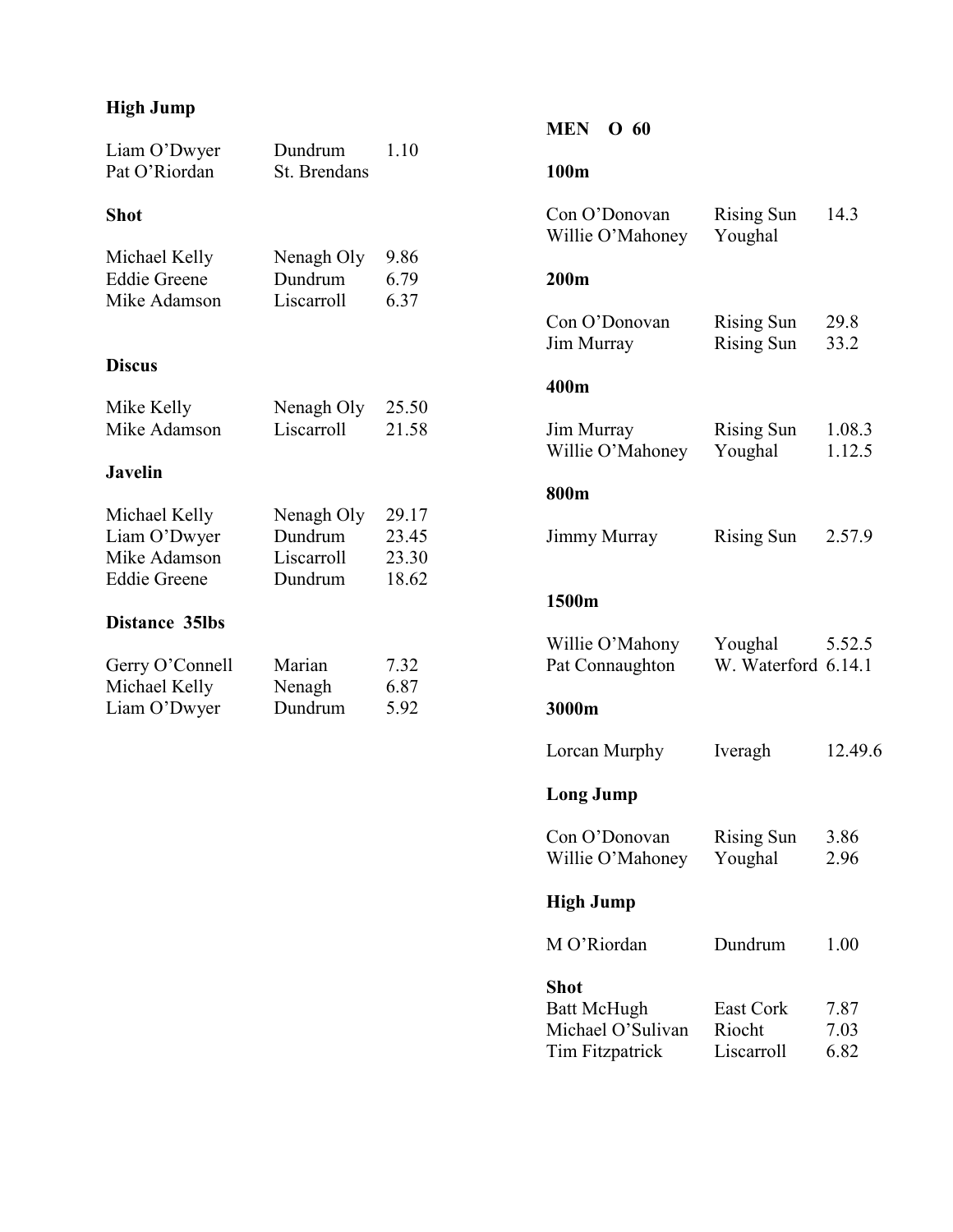### High Jump

| | | |
|---|---|---|
| Liam O'Dwyer | Dundrum | 1.10 |
| Pat O'Riordan | St. Brendans | |

### Shot

| | | |
|---|---|---|
| Michael Kelly | Nenagh Oly | 9.86 |
| Eddie Greene | Dundrum | 6.79 |
| Mike Adamson | Liscarroll | 6.37 |

### Discus

| | | |
|---|---|---|
| Mike Kelly | Nenagh Oly | 25.50 |
| Mike Adamson | Liscarroll | 21.58 |

### Javelin

| | | |
|---|---|---|
| Michael Kelly | Nenagh Oly | 29.17 |
| Liam O'Dwyer | Dundrum | 23.45 |
| Mike Adamson | Liscarroll | 23.30 |
| Eddie Greene | Dundrum | 18.62 |

### Distance 35lbs

| | | |
|---|---|---|
| Gerry O'Connell | Marian | 7.32 |
| Michael Kelly | Nenagh | 6.87 |
| Liam O'Dwyer | Dundrum | 5.92 |

## MEN O 60

### 100m

| | | |
|---|---|---|
| Con O'Donovan | Rising Sun | 14.3 |
| Willie O'Mahoney | Youghal | |

### 200m

| | | |
|---|---|---|
| Con O'Donovan | Rising Sun | 29.8 |
| Jim Murray | Rising Sun | 33.2 |

### 400m

| | | |
|---|---|---|
| Jim Murray | Rising Sun | 1.08.3 |
| Willie O'Mahoney | Youghal | 1.12.5 |

### 800m

| | | |
|---|---|---|
| Jimmy Murray | Rising Sun | 2.57.9 |

### 1500m

| | | |
|---|---|---|
| Willie O'Mahony | Youghal | 5.52.5 |
| Pat Connaughton | W. Waterford | 6.14.1 |

### 3000m

| | | |
|---|---|---|
| Lorcan Murphy | Iveragh | 12.49.6 |

### Long Jump

| | | |
|---|---|---|
| Con O'Donovan | Rising Sun | 3.86 |
| Willie O'Mahoney | Youghal | 2.96 |

### High Jump

| | | |
|---|---|---|
| M O'Riordan | Dundrum | 1.00 |

### Shot

| | | |
|---|---|---|
| Batt McHugh | East Cork | 7.87 |
| Michael O'Sulivan | Riocht | 7.03 |
| Tim Fitzpatrick | Liscarroll | 6.82 |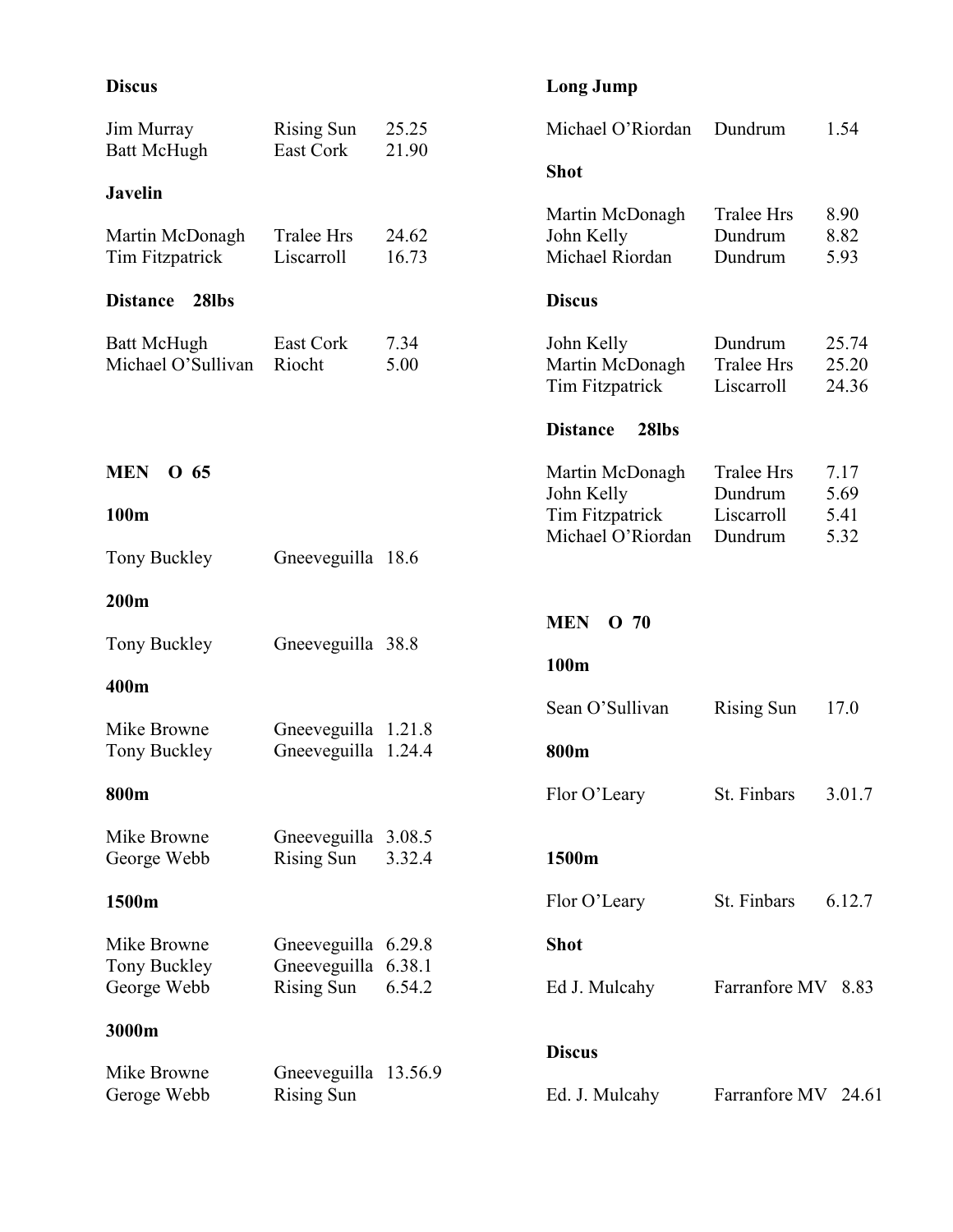**Discus**

| | | |
|---|---|---|
| Jim Murray | Rising Sun | 25.25 |
| Batt McHugh | East Cork | 21.90 |

**Javelin**

| | | |
|---|---|---|
| Martin McDonagh | Tralee Hrs | 24.62 |
| Tim Fitzpatrick | Liscarroll | 16.73 |

**Distance 28lbs**

| | | |
|---|---|---|
| Batt McHugh | East Cork | 7.34 |
| Michael O'Sullivan | Riocht | 5.00 |

**MEN O 65**

**100m**

| | | |
|---|---|---|
| Tony Buckley | Gneeveguilla | 18.6 |

**200m**

| | | |
|---|---|---|
| Tony Buckley | Gneeveguilla | 38.8 |

**400m**

| | | |
|---|---|---|
| Mike Browne | Gneeveguilla | 1.21.8 |
| Tony Buckley | Gneeveguilla | 1.24.4 |

**800m**

| | | |
|---|---|---|
| Mike Browne | Gneeveguilla | 3.08.5 |
| George Webb | Rising Sun | 3.32.4 |

**1500m**

| | | |
|---|---|---|
| Mike Browne | Gneeveguilla | 6.29.8 |
| Tony Buckley | Gneeveguilla | 6.38.1 |
| George Webb | Rising Sun | 6.54.2 |

**3000m**

| | | |
|---|---|---|
| Mike Browne | Gneeveguilla | 13.56.9 |
| Geroge Webb | Rising Sun | |

**Long Jump**

| | | |
|---|---|---|
| Michael O'Riordan | Dundrum | 1.54 |

**Shot**

| | | |
|---|---|---|
| Martin McDonagh | Tralee Hrs | 8.90 |
| John Kelly | Dundrum | 8.82 |
| Michael Riordan | Dundrum | 5.93 |

**Discus**

| | | |
|---|---|---|
| John Kelly | Dundrum | 25.74 |
| Martin McDonagh | Tralee Hrs | 25.20 |
| Tim Fitzpatrick | Liscarroll | 24.36 |

**Distance 28lbs**

| | | |
|---|---|---|
| Martin McDonagh | Tralee Hrs | 7.17 |
| John Kelly | Dundrum | 5.69 |
| Tim Fitzpatrick | Liscarroll | 5.41 |
| Michael O'Riordan | Dundrum | 5.32 |

**MEN O 70**

**100m**

| | | |
|---|---|---|
| Sean O'Sullivan | Rising Sun | 17.0 |

**800m**

| | | |
|---|---|---|
| Flor O'Leary | St. Finbars | 3.01.7 |

**1500m**

| | | |
|---|---|---|
| Flor O'Leary | St. Finbars | 6.12.7 |

**Shot**

| | | |
|---|---|---|
| Ed J. Mulcahy | Farranfore MV | 8.83 |

**Discus**

| | | |
|---|---|---|
| Ed. J. Mulcahy | Farranfore MV | 24.61 |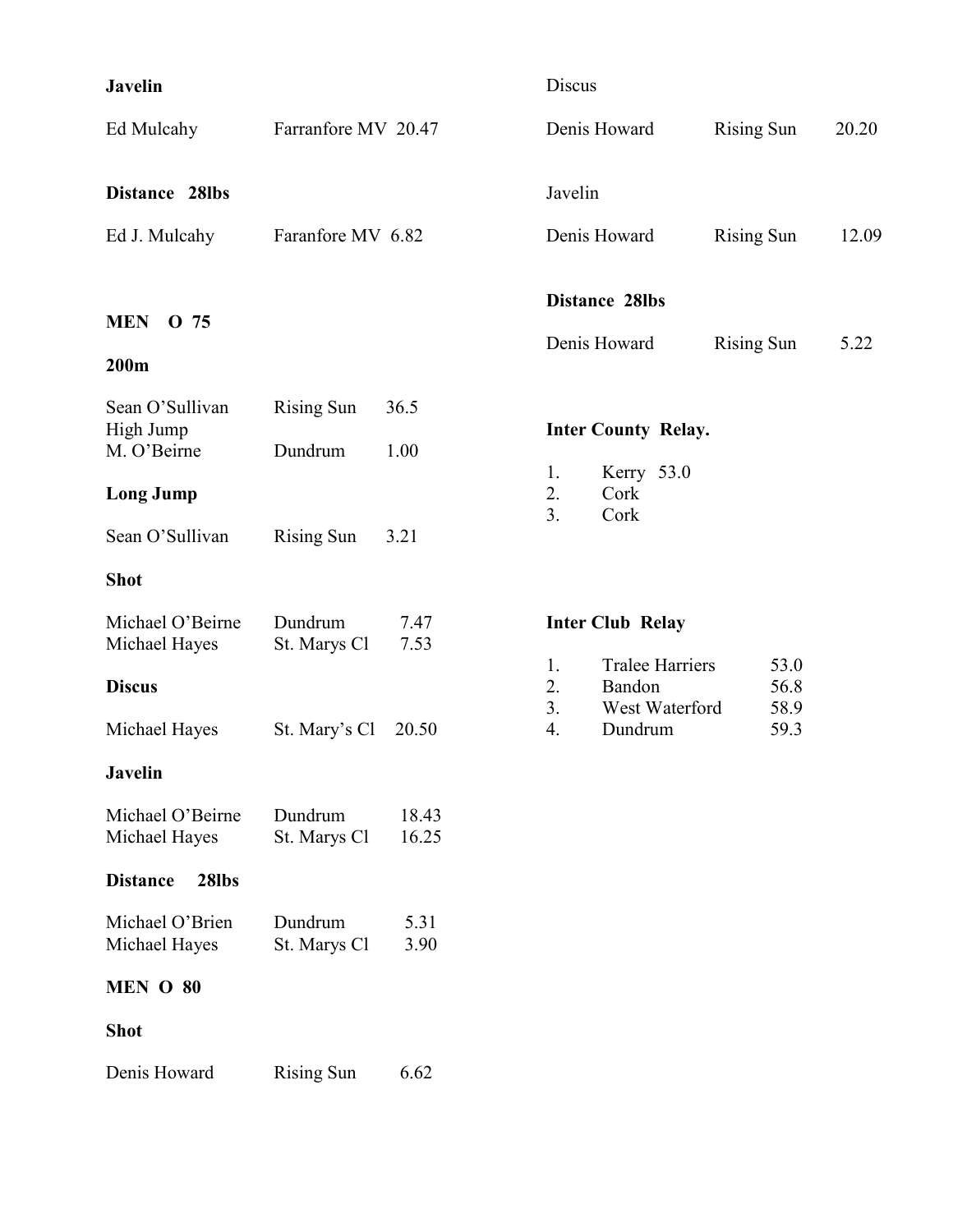**Javelin**

Ed Mulcahy Farranfore MV 20.47

**Distance 28lbs**

Ed J. Mulcahy Faranfore MV 6.82

**MEN O 75**

**200m**

Sean O'Sullivan Rising Sun 36.5

High Jump

M. O'Beirne Dundrum 1.00

**Long Jump**

Sean O'Sullivan Rising Sun 3.21

**Shot**

Michael O'Beirne Dundrum 7.47

Michael Hayes St. Marys Cl 7.53

**Discus**

Michael Hayes St. Mary's Cl 20.50

**Javelin**

Michael O'Beirne Dundrum 18.43

Michael Hayes St. Marys Cl 16.25

**Distance 28lbs**

Michael O'Brien Dundrum 5.31

Michael Hayes St. Marys Cl 3.90

**MEN O 80**

**Shot**

Denis Howard Rising Sun 6.62

Discus

Denis Howard Rising Sun 20.20

Javelin

Denis Howard Rising Sun 12.09

**Distance 28lbs**

Denis Howard Rising Sun 5.22

**Inter County Relay.**

1. Kerry 53.0
2. Cork
3. Cork

**Inter Club Relay**

1. Tralee Harriers 53.0
2. Bandon 56.8
3. West Waterford 58.9
4. Dundrum 59.3